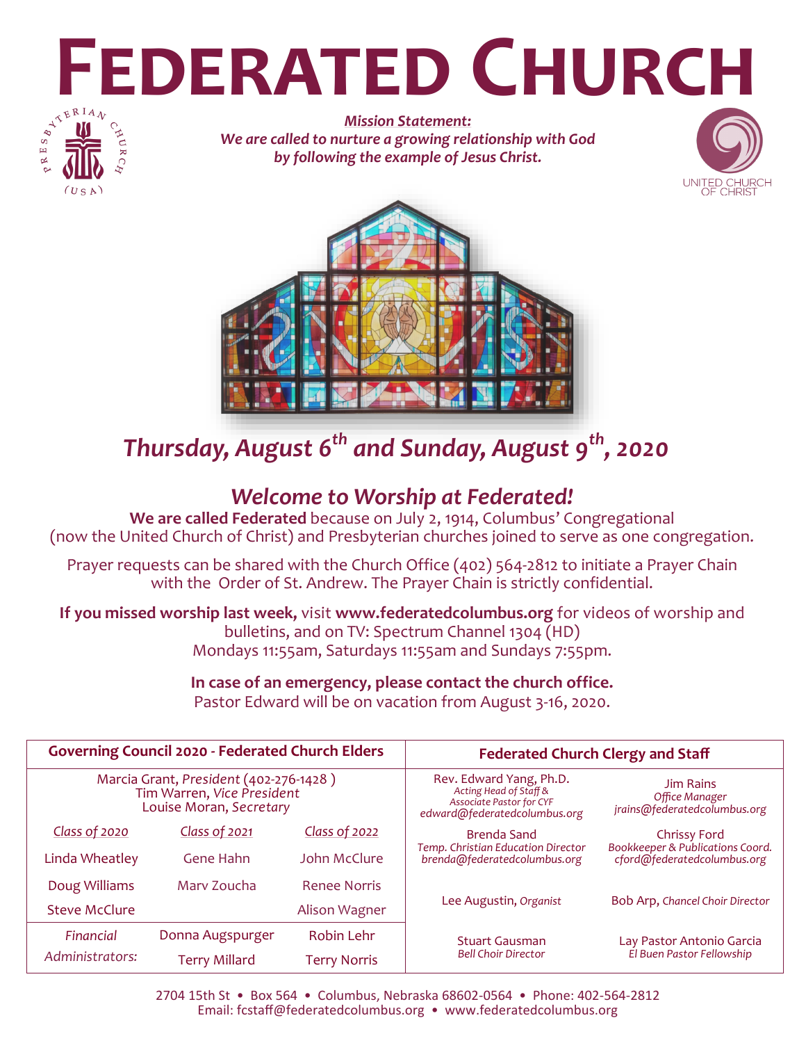# FEDERATED CHURCH

***Mission Statement:***
***We are called to nurture a growing relationship with God by following the example of Jesus Christ.***

## *Thursday, August 6th and Sunday, August 9th, 2020*

## *Welcome to Worship at Federated!*

**We are called Federated** because on July 2, 1914, Columbus' Congregational (now the United Church of Christ) and Presbyterian churches joined to serve as one congregation.

Prayer requests can be shared with the Church Office (402) 564-2812 to initiate a Prayer Chain with the Order of St. Andrew. The Prayer Chain is strictly confidential.

**If you missed worship last week,** visit **www.federatedcolumbus.org** for videos of worship and bulletins, and on TV: Spectrum Channel 1304 (HD) Mondays 11:55am, Saturdays 11:55am and Sundays 7:55pm.

**In case of an emergency, please contact the church office.**
Pastor Edward will be on vacation from August 3-16, 2020.

| Governing Council 2020 - Federated Church Elders | | |
|---|---|---|
| Marcia Grant, *President* (402-276-1428 ) | | |
| Tim Warren, *Vice President* | | |
| Louise Moran, *Secretary* | | |
| *Class of 2020* | *Class of 2021* | *Class of 2022* |
| Linda Wheatley | Gene Hahn | John McClure |
| Doug Williams | Marv Zoucha | Renee Norris |
| Steve McClure | | Alison Wagner |
| *Financial* | Donna Augspurger | Robin Lehr |
| *Administrators:* | Terry Millard | Terry Norris |

| Federated Church Clergy and Staff | |
|---|---|
| Rev. Edward Yang, Ph.D.<br>*Acting Head of Staff & Associate Pastor for CYF*<br>*edward@federatedcolumbus.org* | Jim Rains<br>*Office Manager*<br>*jrains@federatedcolumbus.org* |
| Brenda Sand<br>*Temp. Christian Education Director*<br>*brenda@federatedcolumbus.org* | Chrissy Ford<br>*Bookkeeper & Publications Coord.*<br>*cford@federatedcolumbus.org* |
| Lee Augustin, *Organist* | Bob Arp, *Chancel Choir Director* |
| Stuart Gausman<br>*Bell Choir Director* | Lay Pastor Antonio Garcia<br>*El Buen Pastor Fellowship* |

2704 15th St • Box 564 • Columbus, Nebraska 68602-0564 • Phone: 402-564-2812
Email: fcstaff@federatedcolumbus.org • www.federatedcolumbus.org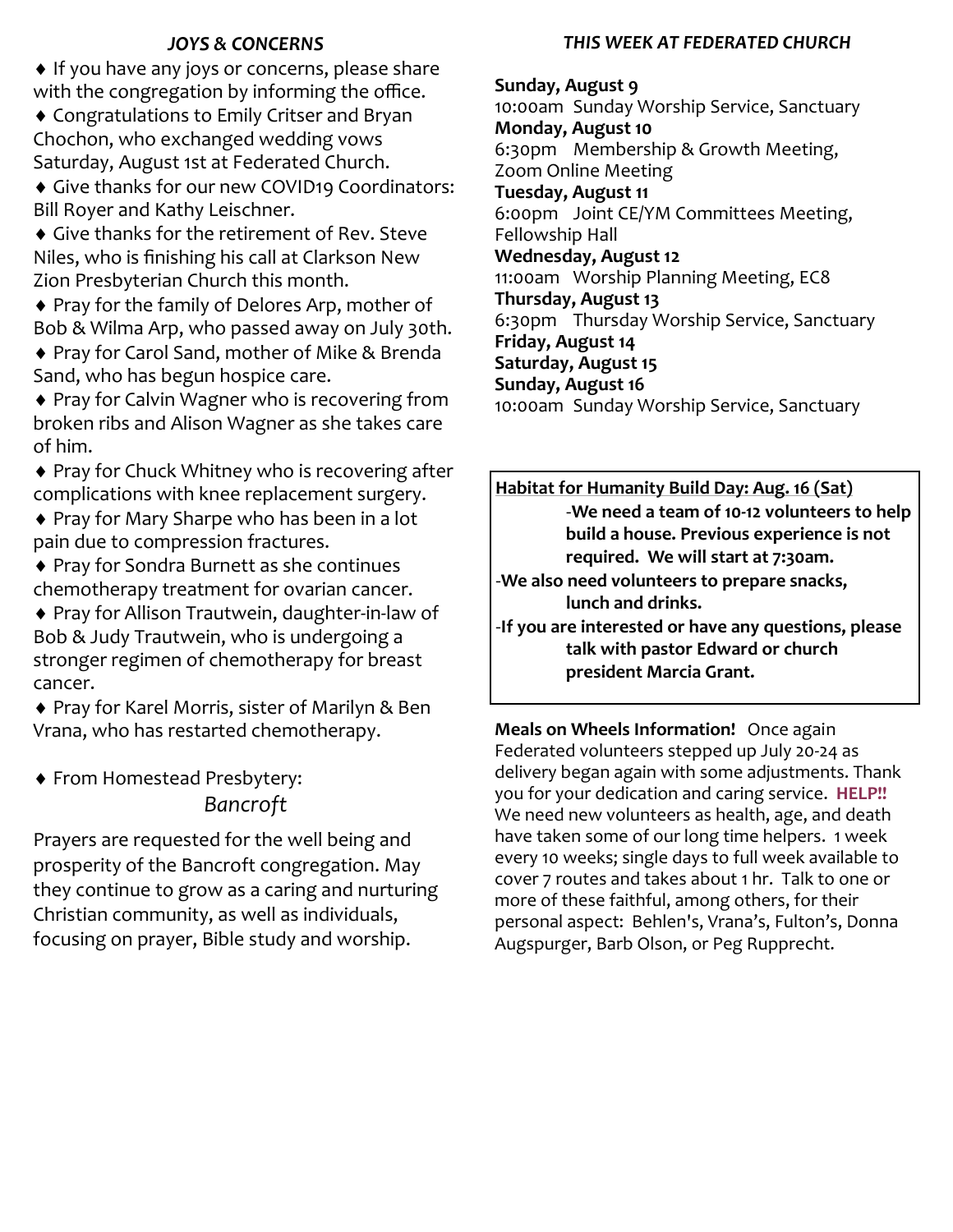## *JOYS & CONCERNS*

- ♦ If you have any joys or concerns, please share with the congregation by informing the office.
- ♦ Congratulations to Emily Critser and Bryan Chochon, who exchanged wedding vows Saturday, August 1st at Federated Church.
- ♦ Give thanks for our new COVID19 Coordinators: Bill Royer and Kathy Leischner.
- ♦ Give thanks for the retirement of Rev. Steve Niles, who is finishing his call at Clarkson New Zion Presbyterian Church this month.
- ♦ Pray for the family of Delores Arp, mother of Bob & Wilma Arp, who passed away on July 30th.
- ♦ Pray for Carol Sand, mother of Mike & Brenda Sand, who has begun hospice care.
- ♦ Pray for Calvin Wagner who is recovering from broken ribs and Alison Wagner as she takes care of him.
- ♦ Pray for Chuck Whitney who is recovering after complications with knee replacement surgery.
- ♦ Pray for Mary Sharpe who has been in a lot pain due to compression fractures.
- ♦ Pray for Sondra Burnett as she continues chemotherapy treatment for ovarian cancer.
- ♦ Pray for Allison Trautwein, daughter-in-law of Bob & Judy Trautwein, who is undergoing a stronger regimen of chemotherapy for breast cancer.
- ♦ Pray for Karel Morris, sister of Marilyn & Ben Vrana, who has restarted chemotherapy.

♦ From Homestead Presbytery:

*Bancroft*

Prayers are requested for the well being and prosperity of the Bancroft congregation. May they continue to grow as a caring and nurturing Christian community, as well as individuals, focusing on prayer, Bible study and worship.

## *THIS WEEK AT FEDERATED CHURCH*

**Sunday, August 9**
10:00am Sunday Worship Service, Sanctuary

**Monday, August 10**
6:30pm Membership & Growth Meeting, Zoom Online Meeting

**Tuesday, August 11**
6:00pm Joint CE/YM Committees Meeting, Fellowship Hall

**Wednesday, August 12**
11:00am Worship Planning Meeting, EC8

**Thursday, August 13**
6:30pm Thursday Worship Service, Sanctuary

**Friday, August 14**

**Saturday, August 15**

**Sunday, August 16**
10:00am Sunday Worship Service, Sanctuary

**Habitat for Humanity Build Day: Aug. 16 (Sat)**

**-We need a team of 10-12 volunteers to help build a house. Previous experience is not required. We will start at 7:30am.**

**-We also need volunteers to prepare snacks, lunch and drinks.**

**-If you are interested or have any questions, please talk with pastor Edward or church president Marcia Grant.**

**Meals on Wheels Information!** Once again Federated volunteers stepped up July 20-24 as delivery began again with some adjustments. Thank you for your dedication and caring service. **HELP!!** We need new volunteers as health, age, and death have taken some of our long time helpers. 1 week every 10 weeks; single days to full week available to cover 7 routes and takes about 1 hr. Talk to one or more of these faithful, among others, for their personal aspect: Behlen's, Vrana's, Fulton's, Donna Augspurger, Barb Olson, or Peg Rupprecht.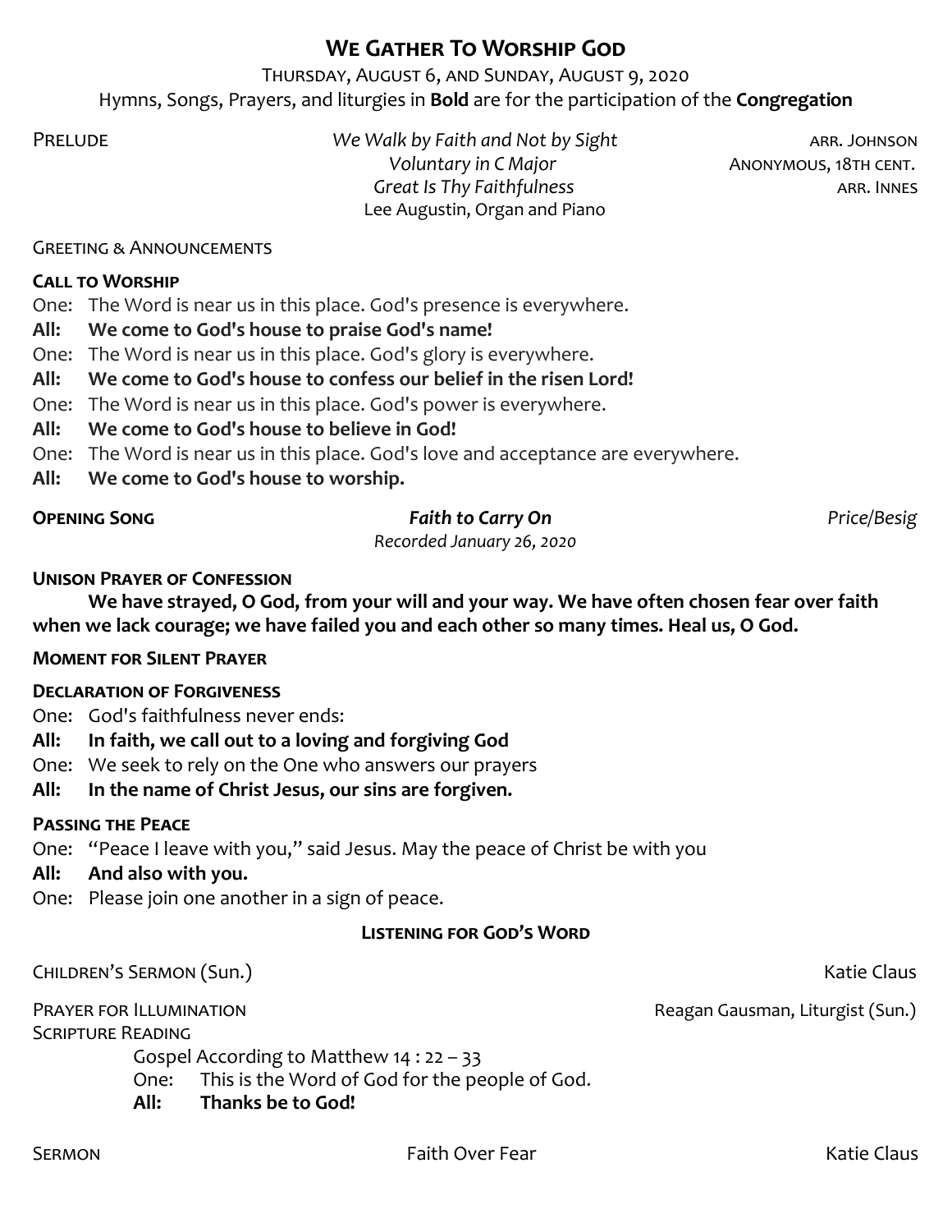# We Gather To Worship God

Thursday, August 6, and Sunday, August 9, 2020

Hymns, Songs, Prayers, and liturgies in **Bold** are for the participation of the **Congregation**

Prelude — *We Walk by Faith and Not by Sight* — arr. Johnson
*Voluntary in C Major* — Anonymous, 18th cent.
*Great Is Thy Faithfulness* — arr. Innes
Lee Augustin, Organ and Piano

Greeting & Announcements

**Call to Worship**

One: The Word is near us in this place. God's presence is everywhere.
**All: We come to God's house to praise God's name!**
One: The Word is near us in this place. God's glory is everywhere.
**All: We come to God's house to confess our belief in the risen Lord!**
One: The Word is near us in this place. God's power is everywhere.
**All: We come to God's house to believe in God!**
One: The Word is near us in this place. God's love and acceptance are everywhere.
**All: We come to God's house to worship.**

**Opening Song** — ***Faith to Carry On*** — *Price/Besig*
*Recorded January 26, 2020*

**Unison Prayer of Confession**

**We have strayed, O God, from your will and your way. We have often chosen fear over faith when we lack courage; we have failed you and each other so many times. Heal us, O God.**

**Moment for Silent Prayer**

**Declaration of Forgiveness**

One: God's faithfulness never ends:
**All: In faith, we call out to a loving and forgiving God**
One: We seek to rely on the One who answers our prayers
**All: In the name of Christ Jesus, our sins are forgiven.**

**Passing the Peace**

One: "Peace I leave with you," said Jesus. May the peace of Christ be with you
**All: And also with you.**
One: Please join one another in a sign of peace.

**Listening for God's Word**

Children's Sermon (Sun.) — Katie Claus

Prayer for Illumination — Reagan Gausman, Liturgist (Sun.)

Scripture Reading

Gospel According to Matthew 14 : 22 – 33
One: This is the Word of God for the people of God.
**All: Thanks be to God!**

Sermon — Faith Over Fear — Katie Claus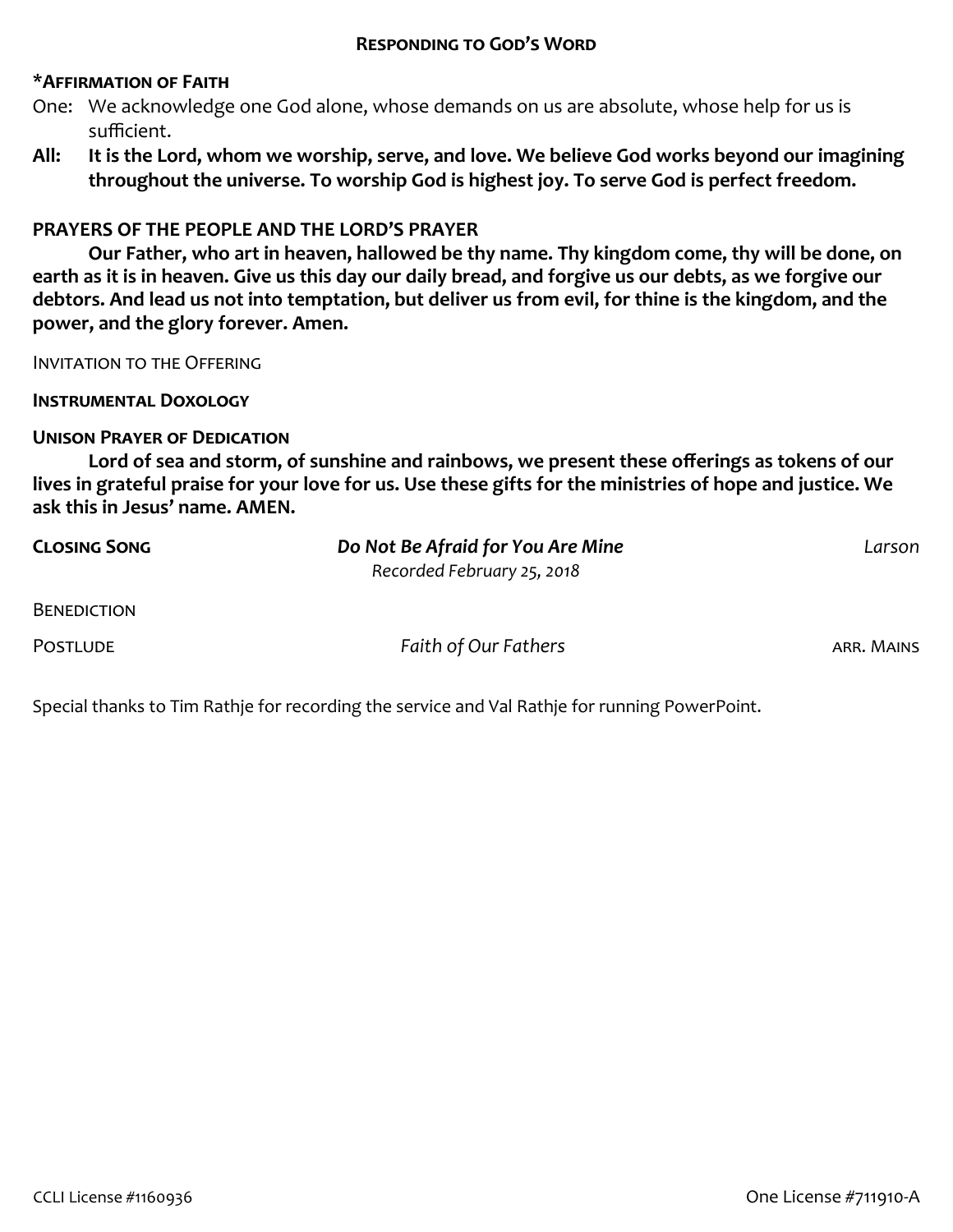## Responding to God's Word

**\*Affirmation of Faith**

One: We acknowledge one God alone, whose demands on us are absolute, whose help for us is sufficient.

**All: It is the Lord, whom we worship, serve, and love. We believe God works beyond our imagining throughout the universe. To worship God is highest joy. To serve God is perfect freedom.**

**PRAYERS OF THE PEOPLE AND THE LORD'S PRAYER**

**Our Father, who art in heaven, hallowed be thy name. Thy kingdom come, thy will be done, on earth as it is in heaven. Give us this day our daily bread, and forgive us our debts, as we forgive our debtors. And lead us not into temptation, but deliver us from evil, for thine is the kingdom, and the power, and the glory forever. Amen.**

Invitation to the Offering

**Instrumental Doxology**

**Unison Prayer of Dedication**

**Lord of sea and storm, of sunshine and rainbows, we present these offerings as tokens of our lives in grateful praise for your love for us. Use these gifts for the ministries of hope and justice. We ask this in Jesus' name. AMEN.**

**Closing Song** — ***Do Not Be Afraid for You Are Mine*** — *Larson*
*Recorded February 25, 2018*

Benediction

Postlude — *Faith of Our Fathers* — arr. Mains

Special thanks to Tim Rathje for recording the service and Val Rathje for running PowerPoint.

CCLI License #1160936

One License #711910-A